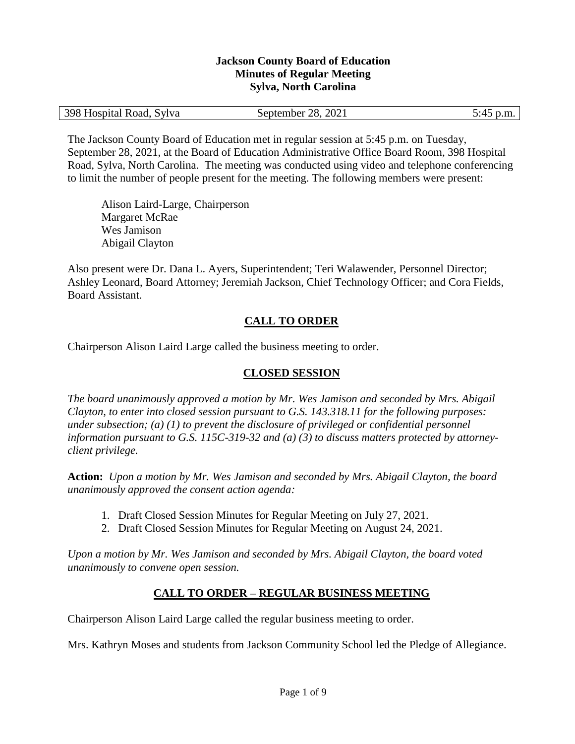**Jackson County Board of Education**
**Minutes of Regular Meeting**
**Sylva, North Carolina**

| 398 Hospital Road, Sylva | September 28, 2021 | 5:45 p.m. |
|---|---|---|

The Jackson County Board of Education met in regular session at 5:45 p.m. on Tuesday, September 28, 2021, at the Board of Education Administrative Office Board Room, 398 Hospital Road, Sylva, North Carolina. The meeting was conducted using video and telephone conferencing to limit the number of people present for the meeting. The following members were present:

Alison Laird-Large, Chairperson
Margaret McRae
Wes Jamison
Abigail Clayton

Also present were Dr. Dana L. Ayers, Superintendent; Teri Walawender, Personnel Director; Ashley Leonard, Board Attorney; Jeremiah Jackson, Chief Technology Officer; and Cora Fields, Board Assistant.

## CALL TO ORDER

Chairperson Alison Laird Large called the business meeting to order.

## CLOSED SESSION

*The board unanimously approved a motion by Mr. Wes Jamison and seconded by Mrs. Abigail Clayton, to enter into closed session pursuant to G.S. 143.318.11 for the following purposes: under subsection; (a) (1) to prevent the disclosure of privileged or confidential personnel information pursuant to G.S. 115C-319-32 and (a) (3) to discuss matters protected by attorney-client privilege.*

**Action:** *Upon a motion by Mr. Wes Jamison and seconded by Mrs. Abigail Clayton, the board unanimously approved the consent action agenda:*

1. Draft Closed Session Minutes for Regular Meeting on July 27, 2021.
2. Draft Closed Session Minutes for Regular Meeting on August 24, 2021.

*Upon a motion by Mr. Wes Jamison and seconded by Mrs. Abigail Clayton, the board voted unanimously to convene open session.*

## CALL TO ORDER – REGULAR BUSINESS MEETING

Chairperson Alison Laird Large called the regular business meeting to order.

Mrs. Kathryn Moses and students from Jackson Community School led the Pledge of Allegiance.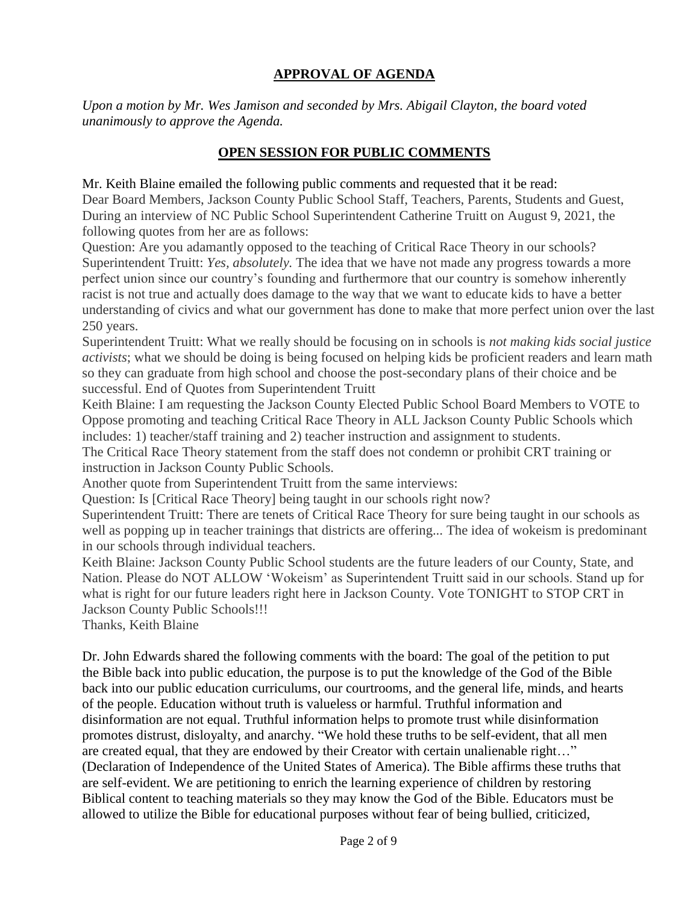## APPROVAL OF AGENDA

*Upon a motion by Mr. Wes Jamison and seconded by Mrs. Abigail Clayton, the board voted unanimously to approve the Agenda.*

## OPEN SESSION FOR PUBLIC COMMENTS

Mr. Keith Blaine emailed the following public comments and requested that it be read:

Dear Board Members, Jackson County Public School Staff, Teachers, Parents, Students and Guest,

During an interview of NC Public School Superintendent Catherine Truitt on August 9, 2021, the following quotes from her are as follows:

Question: Are you adamantly opposed to the teaching of Critical Race Theory in our schools?

Superintendent Truitt: *Yes, absolutely.* The idea that we have not made any progress towards a more perfect union since our country's founding and furthermore that our country is somehow inherently racist is not true and actually does damage to the way that we want to educate kids to have a better understanding of civics and what our government has done to make that more perfect union over the last 250 years.

Superintendent Truitt: What we really should be focusing on in schools is *not making kids social justice activists*; what we should be doing is being focused on helping kids be proficient readers and learn math so they can graduate from high school and choose the post-secondary plans of their choice and be successful. End of Quotes from Superintendent Truitt

Keith Blaine: I am requesting the Jackson County Elected Public School Board Members to VOTE to Oppose promoting and teaching Critical Race Theory in ALL Jackson County Public Schools which includes: 1) teacher/staff training and 2) teacher instruction and assignment to students.

The Critical Race Theory statement from the staff does not condemn or prohibit CRT training or instruction in Jackson County Public Schools.

Another quote from Superintendent Truitt from the same interviews:

Question: Is [Critical Race Theory] being taught in our schools right now?

Superintendent Truitt: There are tenets of Critical Race Theory for sure being taught in our schools as well as popping up in teacher trainings that districts are offering... The idea of wokeism is predominant in our schools through individual teachers.

Keith Blaine: Jackson County Public School students are the future leaders of our County, State, and Nation. Please do NOT ALLOW 'Wokeism' as Superintendent Truitt said in our schools. Stand up for what is right for our future leaders right here in Jackson County. Vote TONIGHT to STOP CRT in Jackson County Public Schools!!!

Thanks, Keith Blaine

Dr. John Edwards shared the following comments with the board: The goal of the petition to put the Bible back into public education, the purpose is to put the knowledge of the God of the Bible back into our public education curriculums, our courtrooms, and the general life, minds, and hearts of the people. Education without truth is valueless or harmful. Truthful information and disinformation are not equal. Truthful information helps to promote trust while disinformation promotes distrust, disloyalty, and anarchy. "We hold these truths to be self-evident, that all men are created equal, that they are endowed by their Creator with certain unalienable right…" (Declaration of Independence of the United States of America). The Bible affirms these truths that are self-evident. We are petitioning to enrich the learning experience of children by restoring Biblical content to teaching materials so they may know the God of the Bible. Educators must be allowed to utilize the Bible for educational purposes without fear of being bullied, criticized,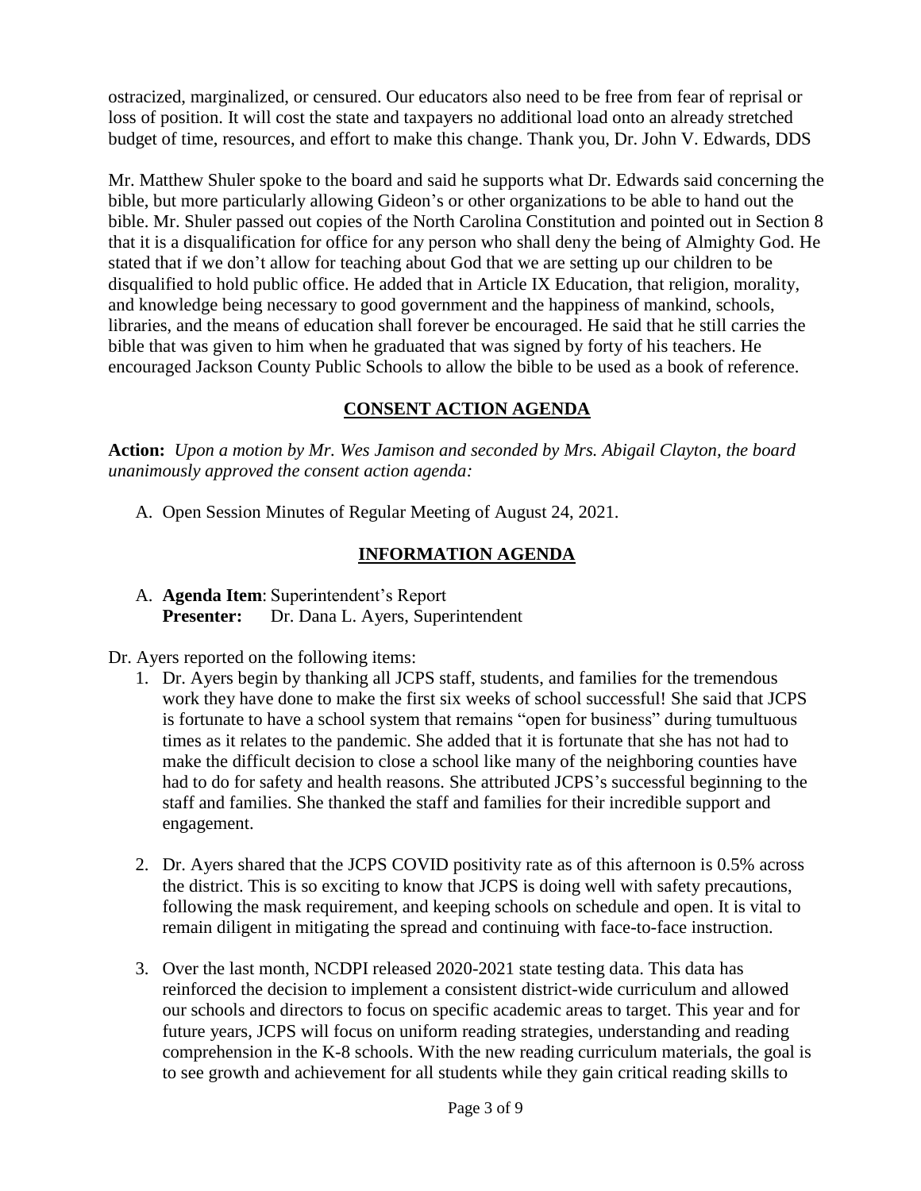ostracized, marginalized, or censured. Our educators also need to be free from fear of reprisal or loss of position. It will cost the state and taxpayers no additional load onto an already stretched budget of time, resources, and effort to make this change. Thank you, Dr. John V. Edwards, DDS

Mr. Matthew Shuler spoke to the board and said he supports what Dr. Edwards said concerning the bible, but more particularly allowing Gideon's or other organizations to be able to hand out the bible. Mr. Shuler passed out copies of the North Carolina Constitution and pointed out in Section 8 that it is a disqualification for office for any person who shall deny the being of Almighty God. He stated that if we don't allow for teaching about God that we are setting up our children to be disqualified to hold public office. He added that in Article IX Education, that religion, morality, and knowledge being necessary to good government and the happiness of mankind, schools, libraries, and the means of education shall forever be encouraged. He said that he still carries the bible that was given to him when he graduated that was signed by forty of his teachers. He encouraged Jackson County Public Schools to allow the bible to be used as a book of reference.

## CONSENT ACTION AGENDA

**Action:** *Upon a motion by Mr. Wes Jamison and seconded by Mrs. Abigail Clayton, the board unanimously approved the consent action agenda:*

A. Open Session Minutes of Regular Meeting of August 24, 2021.

## INFORMATION AGENDA

A. **Agenda Item**: Superintendent's Report
   **Presenter:** Dr. Dana L. Ayers, Superintendent

Dr. Ayers reported on the following items:

1. Dr. Ayers begin by thanking all JCPS staff, students, and families for the tremendous work they have done to make the first six weeks of school successful! She said that JCPS is fortunate to have a school system that remains "open for business" during tumultuous times as it relates to the pandemic. She added that it is fortunate that she has not had to make the difficult decision to close a school like many of the neighboring counties have had to do for safety and health reasons. She attributed JCPS's successful beginning to the staff and families. She thanked the staff and families for their incredible support and engagement.

2. Dr. Ayers shared that the JCPS COVID positivity rate as of this afternoon is 0.5% across the district. This is so exciting to know that JCPS is doing well with safety precautions, following the mask requirement, and keeping schools on schedule and open. It is vital to remain diligent in mitigating the spread and continuing with face-to-face instruction.

3. Over the last month, NCDPI released 2020-2021 state testing data. This data has reinforced the decision to implement a consistent district-wide curriculum and allowed our schools and directors to focus on specific academic areas to target. This year and for future years, JCPS will focus on uniform reading strategies, understanding and reading comprehension in the K-8 schools. With the new reading curriculum materials, the goal is to see growth and achievement for all students while they gain critical reading skills to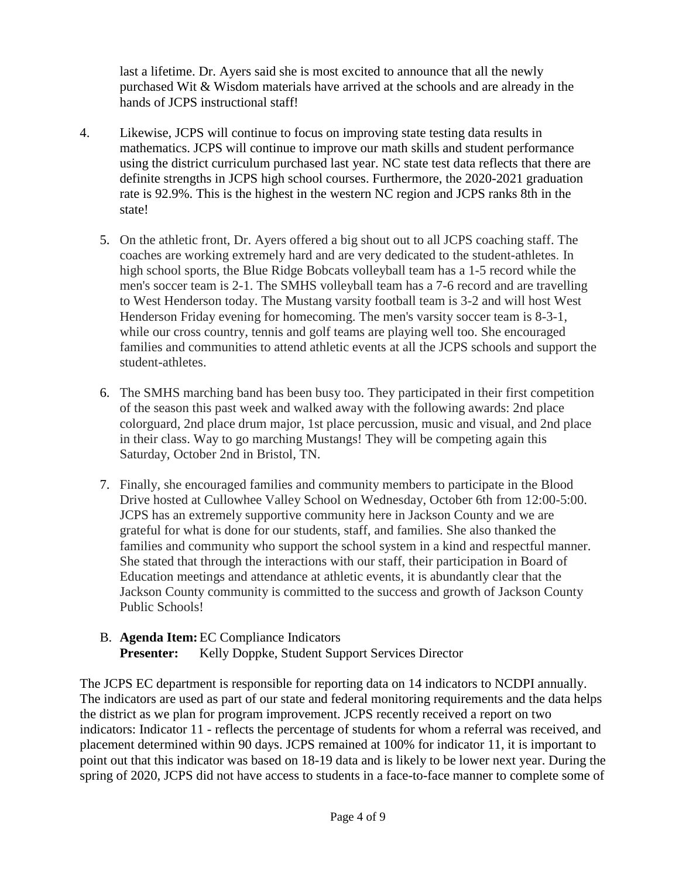last a lifetime. Dr. Ayers said she is most excited to announce that all the newly purchased Wit & Wisdom materials have arrived at the schools and are already in the hands of JCPS instructional staff!

4. Likewise, JCPS will continue to focus on improving state testing data results in mathematics. JCPS will continue to improve our math skills and student performance using the district curriculum purchased last year. NC state test data reflects that there are definite strengths in JCPS high school courses. Furthermore, the 2020-2021 graduation rate is 92.9%. This is the highest in the western NC region and JCPS ranks 8th in the state!

5. On the athletic front, Dr. Ayers offered a big shout out to all JCPS coaching staff. The coaches are working extremely hard and are very dedicated to the student-athletes. In high school sports, the Blue Ridge Bobcats volleyball team has a 1-5 record while the men's soccer team is 2-1. The SMHS volleyball team has a 7-6 record and are travelling to West Henderson today. The Mustang varsity football team is 3-2 and will host West Henderson Friday evening for homecoming. The men's varsity soccer team is 8-3-1, while our cross country, tennis and golf teams are playing well too. She encouraged families and communities to attend athletic events at all the JCPS schools and support the student-athletes.

6. The SMHS marching band has been busy too. They participated in their first competition of the season this past week and walked away with the following awards: 2nd place colorguard, 2nd place drum major, 1st place percussion, music and visual, and 2nd place in their class. Way to go marching Mustangs! They will be competing again this Saturday, October 2nd in Bristol, TN.

7. Finally, she encouraged families and community members to participate in the Blood Drive hosted at Cullowhee Valley School on Wednesday, October 6th from 12:00-5:00. JCPS has an extremely supportive community here in Jackson County and we are grateful for what is done for our students, staff, and families. She also thanked the families and community who support the school system in a kind and respectful manner. She stated that through the interactions with our staff, their participation in Board of Education meetings and attendance at athletic events, it is abundantly clear that the Jackson County community is committed to the success and growth of Jackson County Public Schools!

B. **Agenda Item:** EC Compliance Indicators
**Presenter:** Kelly Doppke, Student Support Services Director

The JCPS EC department is responsible for reporting data on 14 indicators to NCDPI annually. The indicators are used as part of our state and federal monitoring requirements and the data helps the district as we plan for program improvement. JCPS recently received a report on two indicators: Indicator 11 - reflects the percentage of students for whom a referral was received, and placement determined within 90 days. JCPS remained at 100% for indicator 11, it is important to point out that this indicator was based on 18-19 data and is likely to be lower next year. During the spring of 2020, JCPS did not have access to students in a face-to-face manner to complete some of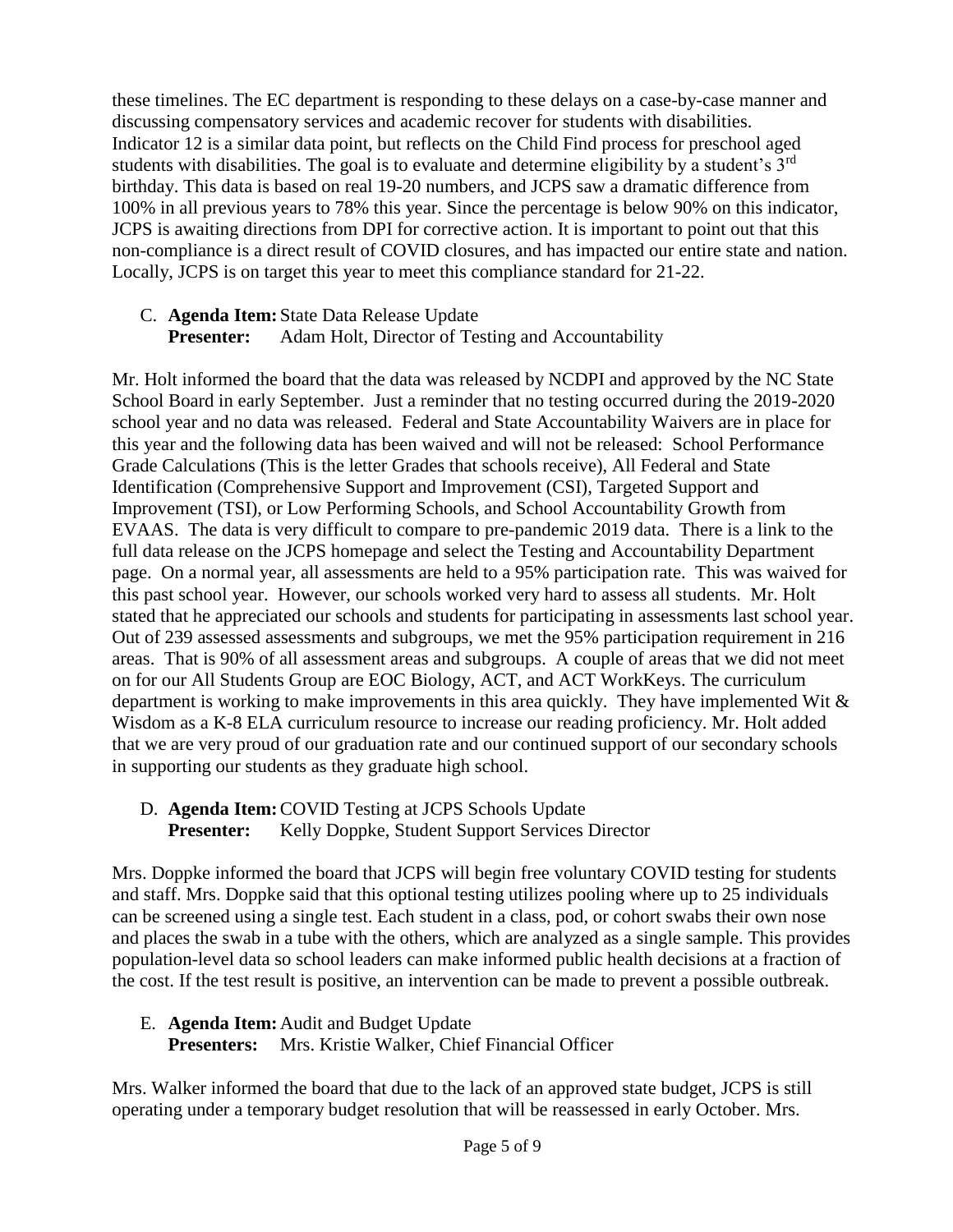these timelines. The EC department is responding to these delays on a case-by-case manner and discussing compensatory services and academic recover for students with disabilities. Indicator 12 is a similar data point, but reflects on the Child Find process for preschool aged students with disabilities. The goal is to evaluate and determine eligibility by a student's 3rd birthday. This data is based on real 19-20 numbers, and JCPS saw a dramatic difference from 100% in all previous years to 78% this year. Since the percentage is below 90% on this indicator, JCPS is awaiting directions from DPI for corrective action. It is important to point out that this non-compliance is a direct result of COVID closures, and has impacted our entire state and nation. Locally, JCPS is on target this year to meet this compliance standard for 21-22.

C. **Agenda Item:** State Data Release Update
   **Presenter:** Adam Holt, Director of Testing and Accountability

Mr. Holt informed the board that the data was released by NCDPI and approved by the NC State School Board in early September. Just a reminder that no testing occurred during the 2019-2020 school year and no data was released. Federal and State Accountability Waivers are in place for this year and the following data has been waived and will not be released: School Performance Grade Calculations (This is the letter Grades that schools receive), All Federal and State Identification (Comprehensive Support and Improvement (CSI), Targeted Support and Improvement (TSI), or Low Performing Schools, and School Accountability Growth from EVAAS. The data is very difficult to compare to pre-pandemic 2019 data. There is a link to the full data release on the JCPS homepage and select the Testing and Accountability Department page. On a normal year, all assessments are held to a 95% participation rate. This was waived for this past school year. However, our schools worked very hard to assess all students. Mr. Holt stated that he appreciated our schools and students for participating in assessments last school year. Out of 239 assessed assessments and subgroups, we met the 95% participation requirement in 216 areas. That is 90% of all assessment areas and subgroups. A couple of areas that we did not meet on for our All Students Group are EOC Biology, ACT, and ACT WorkKeys. The curriculum department is working to make improvements in this area quickly. They have implemented Wit & Wisdom as a K-8 ELA curriculum resource to increase our reading proficiency. Mr. Holt added that we are very proud of our graduation rate and our continued support of our secondary schools in supporting our students as they graduate high school.

D. **Agenda Item:** COVID Testing at JCPS Schools Update
   **Presenter:** Kelly Doppke, Student Support Services Director

Mrs. Doppke informed the board that JCPS will begin free voluntary COVID testing for students and staff. Mrs. Doppke said that this optional testing utilizes pooling where up to 25 individuals can be screened using a single test. Each student in a class, pod, or cohort swabs their own nose and places the swab in a tube with the others, which are analyzed as a single sample. This provides population-level data so school leaders can make informed public health decisions at a fraction of the cost. If the test result is positive, an intervention can be made to prevent a possible outbreak.

E. **Agenda Item:** Audit and Budget Update
   **Presenters:** Mrs. Kristie Walker, Chief Financial Officer

Mrs. Walker informed the board that due to the lack of an approved state budget, JCPS is still operating under a temporary budget resolution that will be reassessed in early October. Mrs.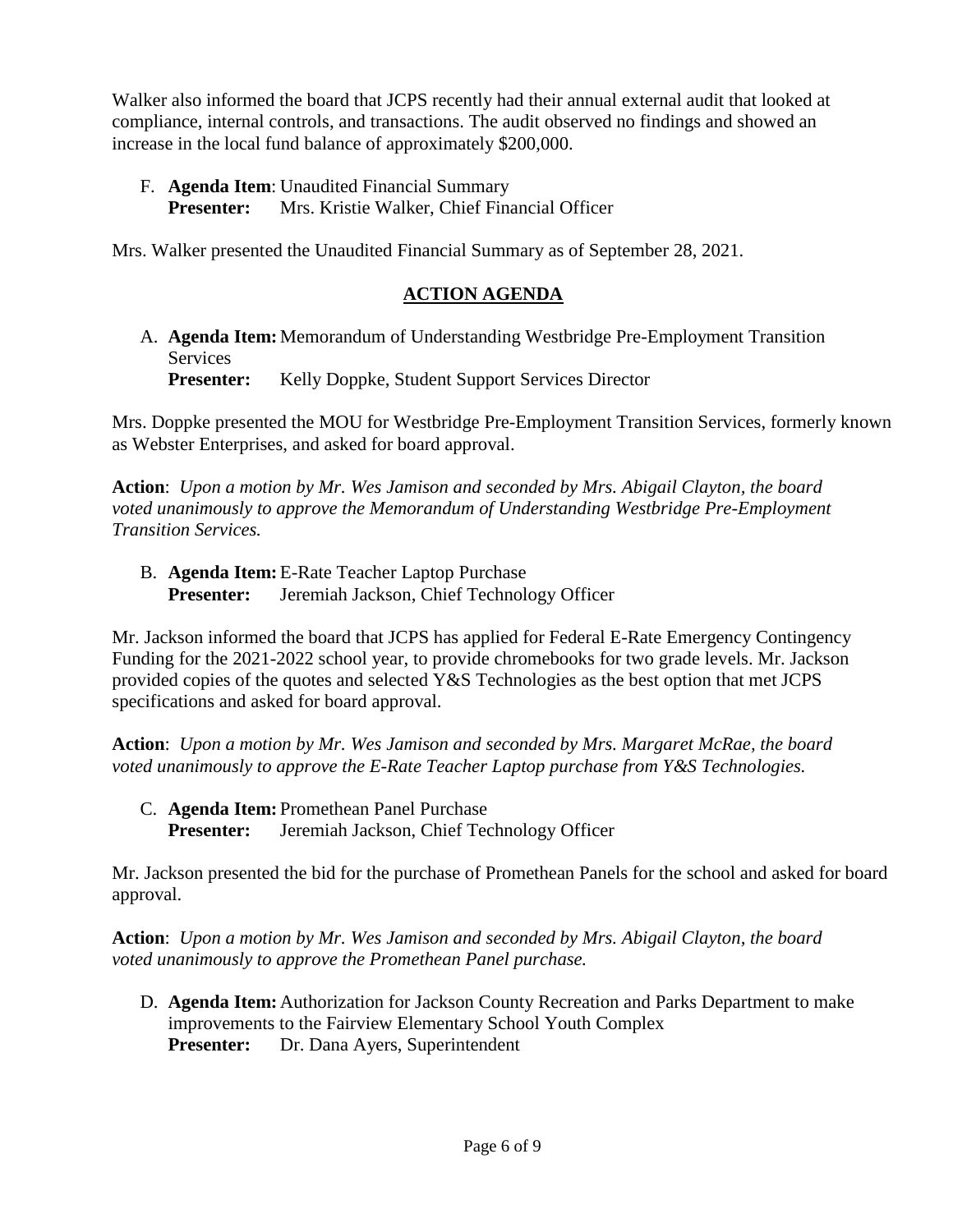Walker also informed the board that JCPS recently had their annual external audit that looked at compliance, internal controls, and transactions. The audit observed no findings and showed an increase in the local fund balance of approximately $200,000.

F. **Agenda Item**: Unaudited Financial Summary
   **Presenter:** Mrs. Kristie Walker, Chief Financial Officer

Mrs. Walker presented the Unaudited Financial Summary as of September 28, 2021.

## ACTION AGENDA

A. **Agenda Item:** Memorandum of Understanding Westbridge Pre-Employment Transition Services
   **Presenter:** Kelly Doppke, Student Support Services Director

Mrs. Doppke presented the MOU for Westbridge Pre-Employment Transition Services, formerly known as Webster Enterprises, and asked for board approval.

**Action**: *Upon a motion by Mr. Wes Jamison and seconded by Mrs. Abigail Clayton, the board voted unanimously to approve the Memorandum of Understanding Westbridge Pre-Employment Transition Services.*

B. **Agenda Item:** E-Rate Teacher Laptop Purchase
   **Presenter:** Jeremiah Jackson, Chief Technology Officer

Mr. Jackson informed the board that JCPS has applied for Federal E-Rate Emergency Contingency Funding for the 2021-2022 school year, to provide chromebooks for two grade levels. Mr. Jackson provided copies of the quotes and selected Y&S Technologies as the best option that met JCPS specifications and asked for board approval.

**Action**: *Upon a motion by Mr. Wes Jamison and seconded by Mrs. Margaret McRae, the board voted unanimously to approve the E-Rate Teacher Laptop purchase from Y&S Technologies.*

C. **Agenda Item:** Promethean Panel Purchase
   **Presenter:** Jeremiah Jackson, Chief Technology Officer

Mr. Jackson presented the bid for the purchase of Promethean Panels for the school and asked for board approval.

**Action**: *Upon a motion by Mr. Wes Jamison and seconded by Mrs. Abigail Clayton, the board voted unanimously to approve the Promethean Panel purchase.*

D. **Agenda Item:** Authorization for Jackson County Recreation and Parks Department to make improvements to the Fairview Elementary School Youth Complex
   **Presenter:** Dr. Dana Ayers, Superintendent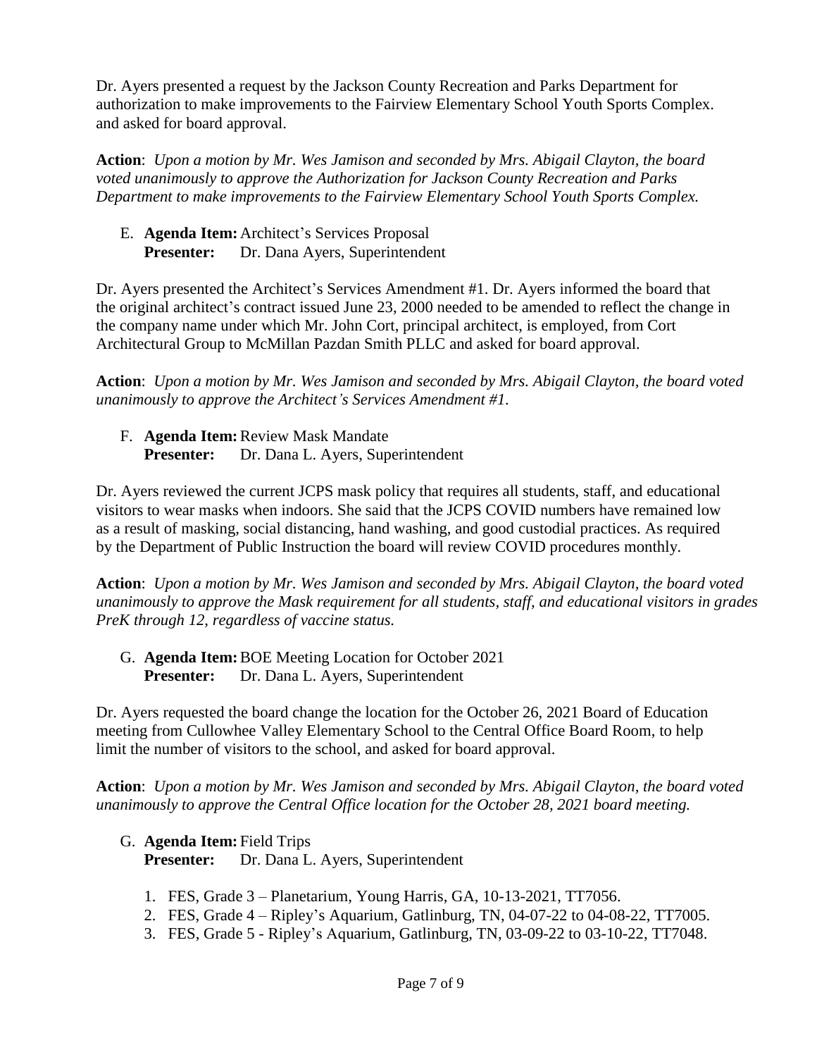Dr. Ayers presented a request by the Jackson County Recreation and Parks Department for authorization to make improvements to the Fairview Elementary School Youth Sports Complex. and asked for board approval.

**Action**: *Upon a motion by Mr. Wes Jamison and seconded by Mrs. Abigail Clayton, the board voted unanimously to approve the Authorization for Jackson County Recreation and Parks Department to make improvements to the Fairview Elementary School Youth Sports Complex.*

E. **Agenda Item:** Architect's Services Proposal
   **Presenter:** Dr. Dana Ayers, Superintendent

Dr. Ayers presented the Architect's Services Amendment #1. Dr. Ayers informed the board that the original architect's contract issued June 23, 2000 needed to be amended to reflect the change in the company name under which Mr. John Cort, principal architect, is employed, from Cort Architectural Group to McMillan Pazdan Smith PLLC and asked for board approval.

**Action**: *Upon a motion by Mr. Wes Jamison and seconded by Mrs. Abigail Clayton, the board voted unanimously to approve the Architect's Services Amendment #1.*

F. **Agenda Item:** Review Mask Mandate
   **Presenter:** Dr. Dana L. Ayers, Superintendent

Dr. Ayers reviewed the current JCPS mask policy that requires all students, staff, and educational visitors to wear masks when indoors. She said that the JCPS COVID numbers have remained low as a result of masking, social distancing, hand washing, and good custodial practices. As required by the Department of Public Instruction the board will review COVID procedures monthly.

**Action**: *Upon a motion by Mr. Wes Jamison and seconded by Mrs. Abigail Clayton, the board voted unanimously to approve the Mask requirement for all students, staff, and educational visitors in grades PreK through 12, regardless of vaccine status.*

G. **Agenda Item:** BOE Meeting Location for October 2021
   **Presenter:** Dr. Dana L. Ayers, Superintendent

Dr. Ayers requested the board change the location for the October 26, 2021 Board of Education meeting from Cullowhee Valley Elementary School to the Central Office Board Room, to help limit the number of visitors to the school, and asked for board approval.

**Action**: *Upon a motion by Mr. Wes Jamison and seconded by Mrs. Abigail Clayton, the board voted unanimously to approve the Central Office location for the October 28, 2021 board meeting.*

G. **Agenda Item:** Field Trips
   **Presenter:** Dr. Dana L. Ayers, Superintendent

1. FES, Grade 3 – Planetarium, Young Harris, GA, 10-13-2021, TT7056.
2. FES, Grade 4 – Ripley's Aquarium, Gatlinburg, TN, 04-07-22 to 04-08-22, TT7005.
3. FES, Grade 5 - Ripley's Aquarium, Gatlinburg, TN, 03-09-22 to 03-10-22, TT7048.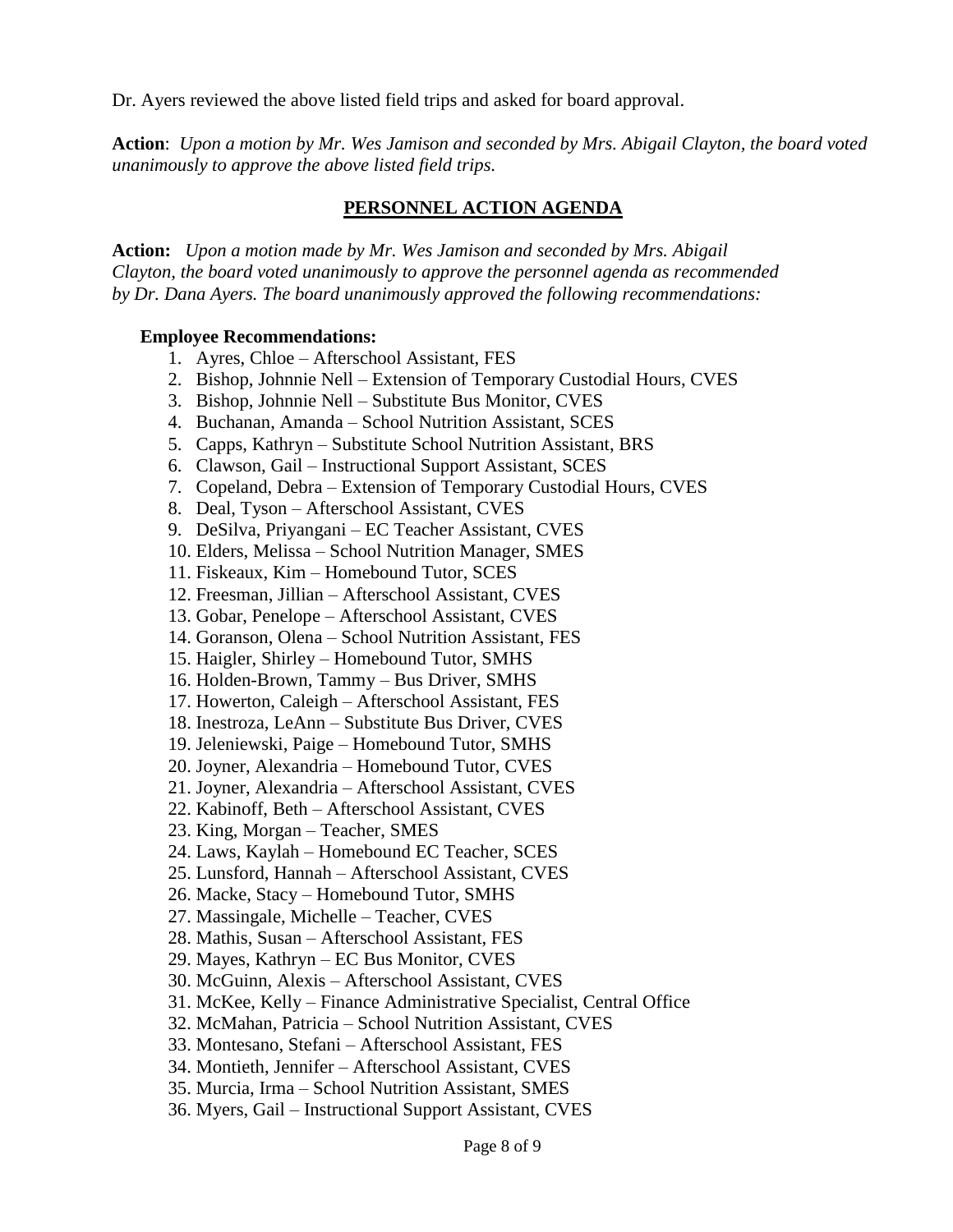Dr. Ayers reviewed the above listed field trips and asked for board approval.

**Action**: *Upon a motion by Mr. Wes Jamison and seconded by Mrs. Abigail Clayton, the board voted unanimously to approve the above listed field trips.*

## PERSONNEL ACTION AGENDA

**Action:** *Upon a motion made by Mr. Wes Jamison and seconded by Mrs. Abigail Clayton, the board voted unanimously to approve the personnel agenda as recommended by Dr. Dana Ayers. The board unanimously approved the following recommendations:*

**Employee Recommendations:**

1. Ayres, Chloe – Afterschool Assistant, FES
2. Bishop, Johnnie Nell – Extension of Temporary Custodial Hours, CVES
3. Bishop, Johnnie Nell – Substitute Bus Monitor, CVES
4. Buchanan, Amanda – School Nutrition Assistant, SCES
5. Capps, Kathryn – Substitute School Nutrition Assistant, BRS
6. Clawson, Gail – Instructional Support Assistant, SCES
7. Copeland, Debra – Extension of Temporary Custodial Hours, CVES
8. Deal, Tyson – Afterschool Assistant, CVES
9. DeSilva, Priyangani – EC Teacher Assistant, CVES
10. Elders, Melissa – School Nutrition Manager, SMES
11. Fiskeaux, Kim – Homebound Tutor, SCES
12. Freesman, Jillian – Afterschool Assistant, CVES
13. Gobar, Penelope – Afterschool Assistant, CVES
14. Goranson, Olena – School Nutrition Assistant, FES
15. Haigler, Shirley – Homebound Tutor, SMHS
16. Holden-Brown, Tammy – Bus Driver, SMHS
17. Howerton, Caleigh – Afterschool Assistant, FES
18. Inestroza, LeAnn – Substitute Bus Driver, CVES
19. Jeleniewski, Paige – Homebound Tutor, SMHS
20. Joyner, Alexandria – Homebound Tutor, CVES
21. Joyner, Alexandria – Afterschool Assistant, CVES
22. Kabinoff, Beth – Afterschool Assistant, CVES
23. King, Morgan – Teacher, SMES
24. Laws, Kaylah – Homebound EC Teacher, SCES
25. Lunsford, Hannah – Afterschool Assistant, CVES
26. Macke, Stacy – Homebound Tutor, SMHS
27. Massingale, Michelle – Teacher, CVES
28. Mathis, Susan – Afterschool Assistant, FES
29. Mayes, Kathryn – EC Bus Monitor, CVES
30. McGuinn, Alexis – Afterschool Assistant, CVES
31. McKee, Kelly – Finance Administrative Specialist, Central Office
32. McMahan, Patricia – School Nutrition Assistant, CVES
33. Montesano, Stefani – Afterschool Assistant, FES
34. Montieth, Jennifer – Afterschool Assistant, CVES
35. Murcia, Irma – School Nutrition Assistant, SMES
36. Myers, Gail – Instructional Support Assistant, CVES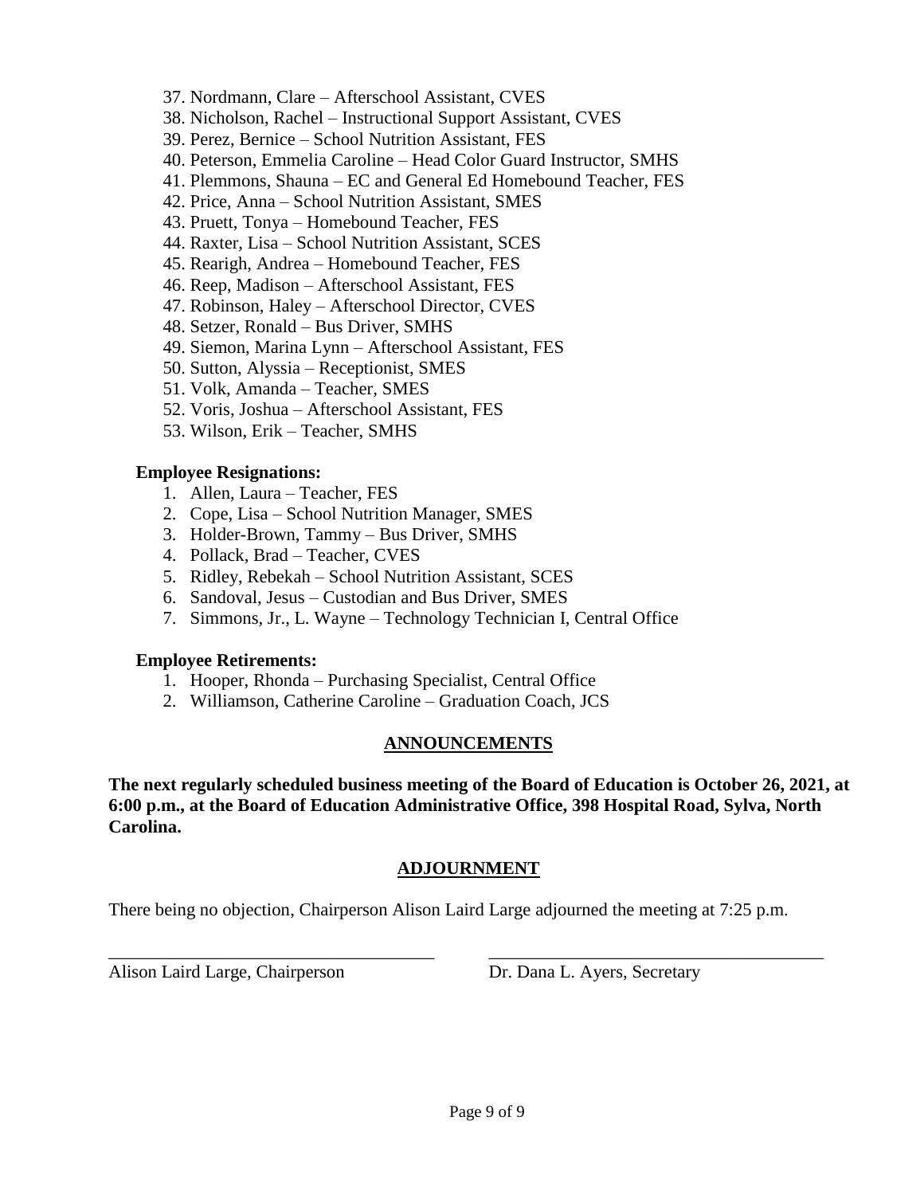37. Nordmann, Clare – Afterschool Assistant, CVES
38. Nicholson, Rachel – Instructional Support Assistant, CVES
39. Perez, Bernice – School Nutrition Assistant, FES
40. Peterson, Emmelia Caroline – Head Color Guard Instructor, SMHS
41. Plemmons, Shauna – EC and General Ed Homebound Teacher, FES
42. Price, Anna – School Nutrition Assistant, SMES
43. Pruett, Tonya – Homebound Teacher, FES
44. Raxter, Lisa – School Nutrition Assistant, SCES
45. Rearigh, Andrea – Homebound Teacher, FES
46. Reep, Madison – Afterschool Assistant, FES
47. Robinson, Haley – Afterschool Director, CVES
48. Setzer, Ronald – Bus Driver, SMHS
49. Siemon, Marina Lynn – Afterschool Assistant, FES
50. Sutton, Alyssia – Receptionist, SMES
51. Volk, Amanda – Teacher, SMES
52. Voris, Joshua – Afterschool Assistant, FES
53. Wilson, Erik – Teacher, SMHS

**Employee Resignations:**

1. Allen, Laura – Teacher, FES
2. Cope, Lisa – School Nutrition Manager, SMES
3. Holder-Brown, Tammy – Bus Driver, SMHS
4. Pollack, Brad – Teacher, CVES
5. Ridley, Rebekah – School Nutrition Assistant, SCES
6. Sandoval, Jesus – Custodian and Bus Driver, SMES
7. Simmons, Jr., L. Wayne – Technology Technician I, Central Office

**Employee Retirements:**

1. Hooper, Rhonda – Purchasing Specialist, Central Office
2. Williamson, Catherine Caroline – Graduation Coach, JCS

## ANNOUNCEMENTS

**The next regularly scheduled business meeting of the Board of Education is October 26, 2021, at 6:00 p.m., at the Board of Education Administrative Office, 398 Hospital Road, Sylva, North Carolina.**

## ADJOURNMENT

There being no objection, Chairperson Alison Laird Large adjourned the meeting at 7:25 p.m.

_____________________________________ _____________________________________

Alison Laird Large, Chairperson Dr. Dana L. Ayers, Secretary